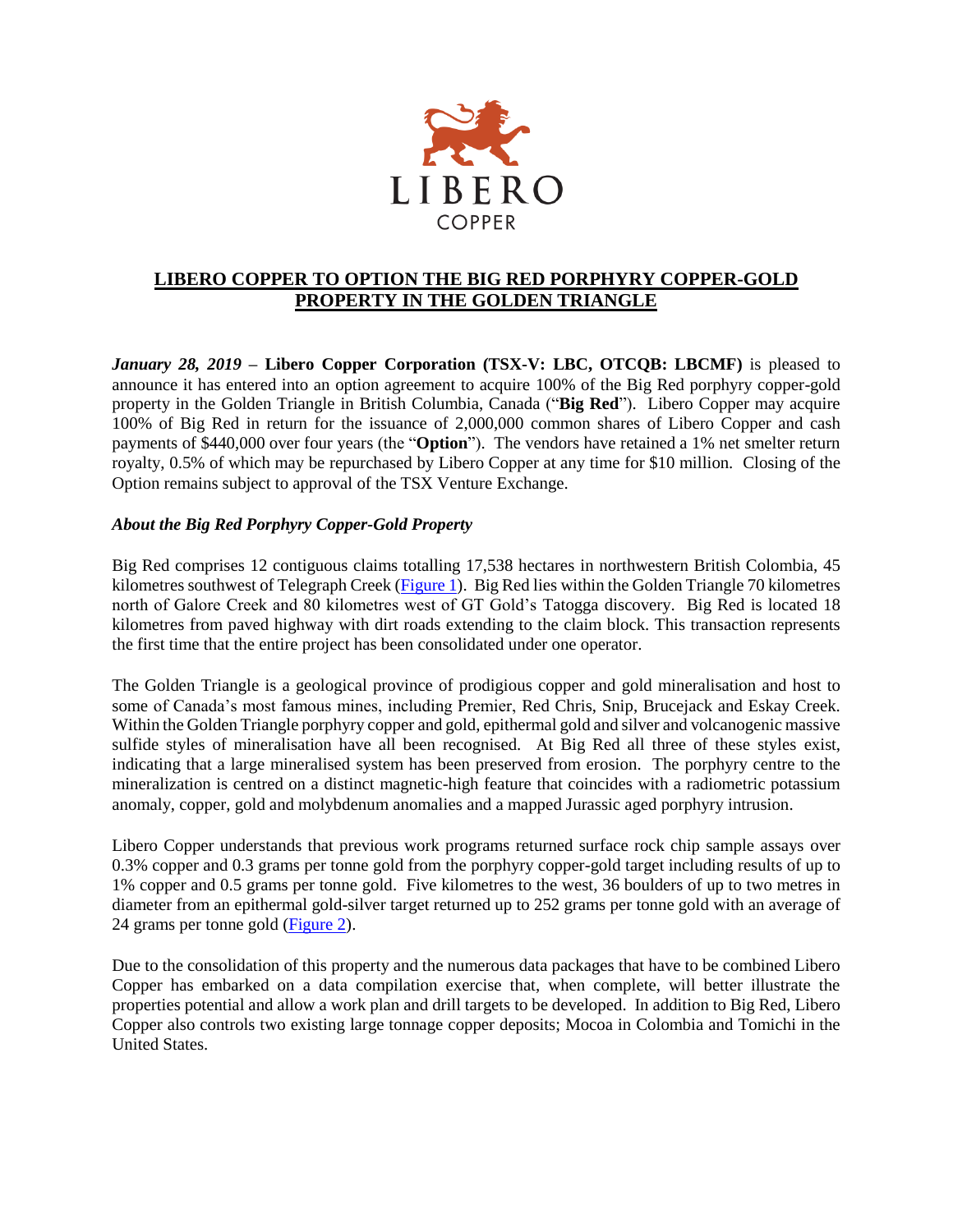LIBERO

COPPER

# LIBERO COPPER TO OPTION THE BIG RED PORPHYRY COPPER-GOLD PROPERTY IN THE GOLDEN TRIANGLE

***January 28, 2019*** **– Libero Copper Corporation (TSX-V: LBC, OTCQB: LBCMF)** is pleased to announce it has entered into an option agreement to acquire 100% of the Big Red porphyry copper-gold property in the Golden Triangle in British Columbia, Canada ("**Big Red**"). Libero Copper may acquire 100% of Big Red in return for the issuance of 2,000,000 common shares of Libero Copper and cash payments of $440,000 over four years (the "**Option**"). The vendors have retained a 1% net smelter return royalty, 0.5% of which may be repurchased by Libero Copper at any time for $10 million. Closing of the Option remains subject to approval of the TSX Venture Exchange.

### *About the Big Red Porphyry Copper-Gold Property*

Big Red comprises 12 contiguous claims totalling 17,538 hectares in northwestern British Columbia, 45 kilometres southwest of Telegraph Creek (Figure 1). Big Red lies within the Golden Triangle 70 kilometres north of Galore Creek and 80 kilometres west of GT Gold's Tatogga discovery. Big Red is located 18 kilometres from paved highway with dirt roads extending to the claim block. This transaction represents the first time that the entire project has been consolidated under one operator.

The Golden Triangle is a geological province of prodigious copper and gold mineralisation and host to some of Canada's most famous mines, including Premier, Red Chris, Snip, Brucejack and Eskay Creek. Within the Golden Triangle porphyry copper and gold, epithermal gold and silver and volcanogenic massive sulfide styles of mineralisation have all been recognised. At Big Red all three of these styles exist, indicating that a large mineralised system has been preserved from erosion. The porphyry centre to the mineralization is centred on a distinct magnetic-high feature that coincides with a radiometric potassium anomaly, copper, gold and molybdenum anomalies and a mapped Jurassic aged porphyry intrusion.

Libero Copper understands that previous work programs returned surface rock chip sample assays over 0.3% copper and 0.3 grams per tonne gold from the porphyry copper-gold target including results of up to 1% copper and 0.5 grams per tonne gold. Five kilometres to the west, 36 boulders of up to two metres in diameter from an epithermal gold-silver target returned up to 252 grams per tonne gold with an average of 24 grams per tonne gold (Figure 2).

Due to the consolidation of this property and the numerous data packages that have to be combined Libero Copper has embarked on a data compilation exercise that, when complete, will better illustrate the properties potential and allow a work plan and drill targets to be developed. In addition to Big Red, Libero Copper also controls two existing large tonnage copper deposits; Mocoa in Colombia and Tomichi in the United States.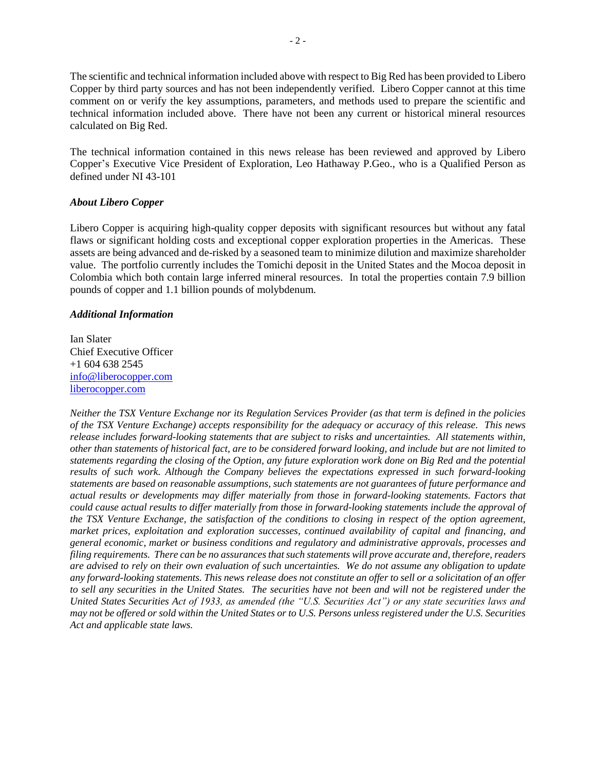The scientific and technical information included above with respect to Big Red has been provided to Libero Copper by third party sources and has not been independently verified. Libero Copper cannot at this time comment on or verify the key assumptions, parameters, and methods used to prepare the scientific and technical information included above. There have not been any current or historical mineral resources calculated on Big Red.

The technical information contained in this news release has been reviewed and approved by Libero Copper's Executive Vice President of Exploration, Leo Hathaway P.Geo., who is a Qualified Person as defined under NI 43-101

***About Libero Copper***

Libero Copper is acquiring high-quality copper deposits with significant resources but without any fatal flaws or significant holding costs and exceptional copper exploration properties in the Americas. These assets are being advanced and de-risked by a seasoned team to minimize dilution and maximize shareholder value. The portfolio currently includes the Tomichi deposit in the United States and the Mocoa deposit in Colombia which both contain large inferred mineral resources. In total the properties contain 7.9 billion pounds of copper and 1.1 billion pounds of molybdenum.

***Additional Information***

Ian Slater
Chief Executive Officer
+1 604 638 2545
info@liberocopper.com
liberocopper.com

*Neither the TSX Venture Exchange nor its Regulation Services Provider (as that term is defined in the policies of the TSX Venture Exchange) accepts responsibility for the adequacy or accuracy of this release. This news release includes forward-looking statements that are subject to risks and uncertainties. All statements within, other than statements of historical fact, are to be considered forward looking, and include but are not limited to statements regarding the closing of the Option, any future exploration work done on Big Red and the potential results of such work. Although the Company believes the expectations expressed in such forward-looking statements are based on reasonable assumptions, such statements are not guarantees of future performance and actual results or developments may differ materially from those in forward-looking statements. Factors that could cause actual results to differ materially from those in forward-looking statements include the approval of the TSX Venture Exchange, the satisfaction of the conditions to closing in respect of the option agreement, market prices, exploitation and exploration successes, continued availability of capital and financing, and general economic, market or business conditions and regulatory and administrative approvals, processes and filing requirements. There can be no assurances that such statements will prove accurate and, therefore, readers are advised to rely on their own evaluation of such uncertainties. We do not assume any obligation to update any forward-looking statements. This news release does not constitute an offer to sell or a solicitation of an offer to sell any securities in the United States. The securities have not been and will not be registered under the United States Securities Act of 1933, as amended (the "U.S. Securities Act") or any state securities laws and may not be offered or sold within the United States or to U.S. Persons unless registered under the U.S. Securities Act and applicable state laws.*